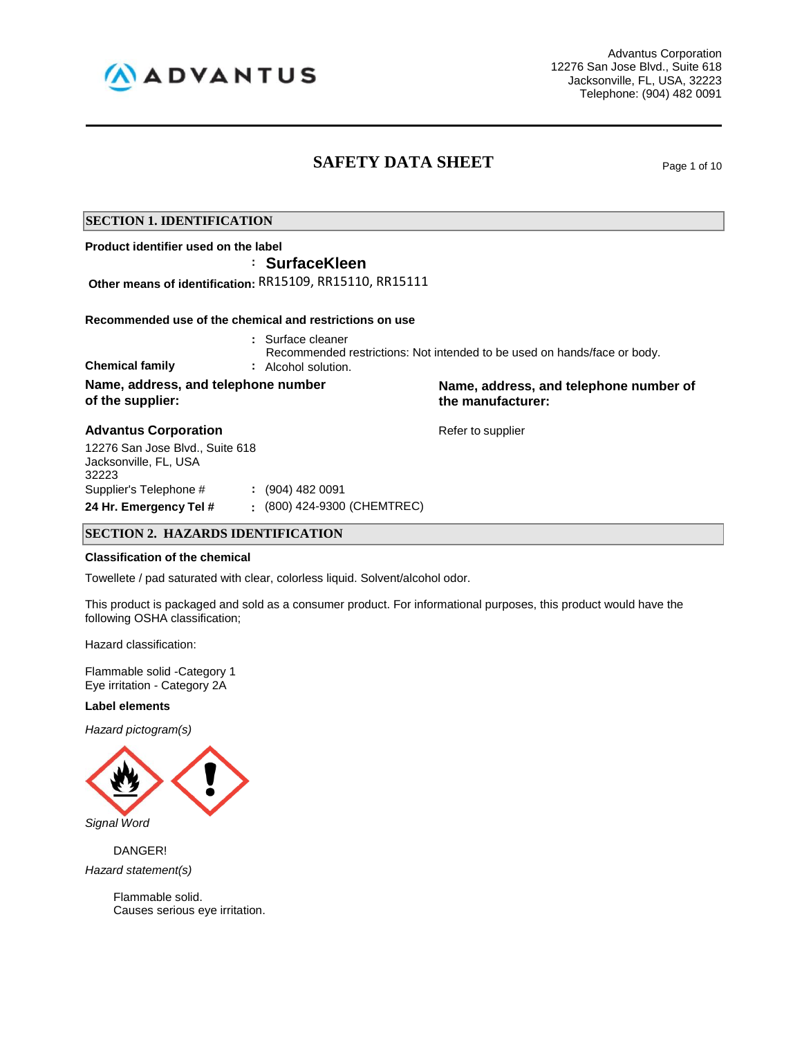Advantus Corporation
12276 San Jose Blvd., Suite 618
Jacksonville, FL, USA, 32223
Telephone: (904) 482 0091

# SAFETY DATA SHEET

## SECTION 1. IDENTIFICATION

**Product identifier used on the label**

: **SurfaceKleen**

**Other means of identification:** RR15109, RR15110, RR15111

**Recommended use of the chemical and restrictions on use**

: Surface cleaner
Recommended restrictions: Not intended to be used on hands/face or body.

**Chemical family** : Alcohol solution.

**Name, address, and telephone number of the supplier:**

**Advantus Corporation**
12276 San Jose Blvd., Suite 618
Jacksonville, FL, USA
32223

Supplier's Telephone # : (904) 482 0091

**24 Hr. Emergency Tel #** : (800) 424-9300 (CHEMTREC)

**Name, address, and telephone number of the manufacturer:**

Refer to supplier

## SECTION 2. HAZARDS IDENTIFICATION

**Classification of the chemical**

Towellete / pad saturated with clear, colorless liquid. Solvent/alcohol odor.

This product is packaged and sold as a consumer product. For informational purposes, this product would have the following OSHA classification;

Hazard classification:

Flammable solid -Category 1
Eye irritation - Category 2A

**Label elements**

*Hazard pictogram(s)*

*Signal Word*

DANGER!

*Hazard statement(s)*

Flammable solid.
Causes serious eye irritation.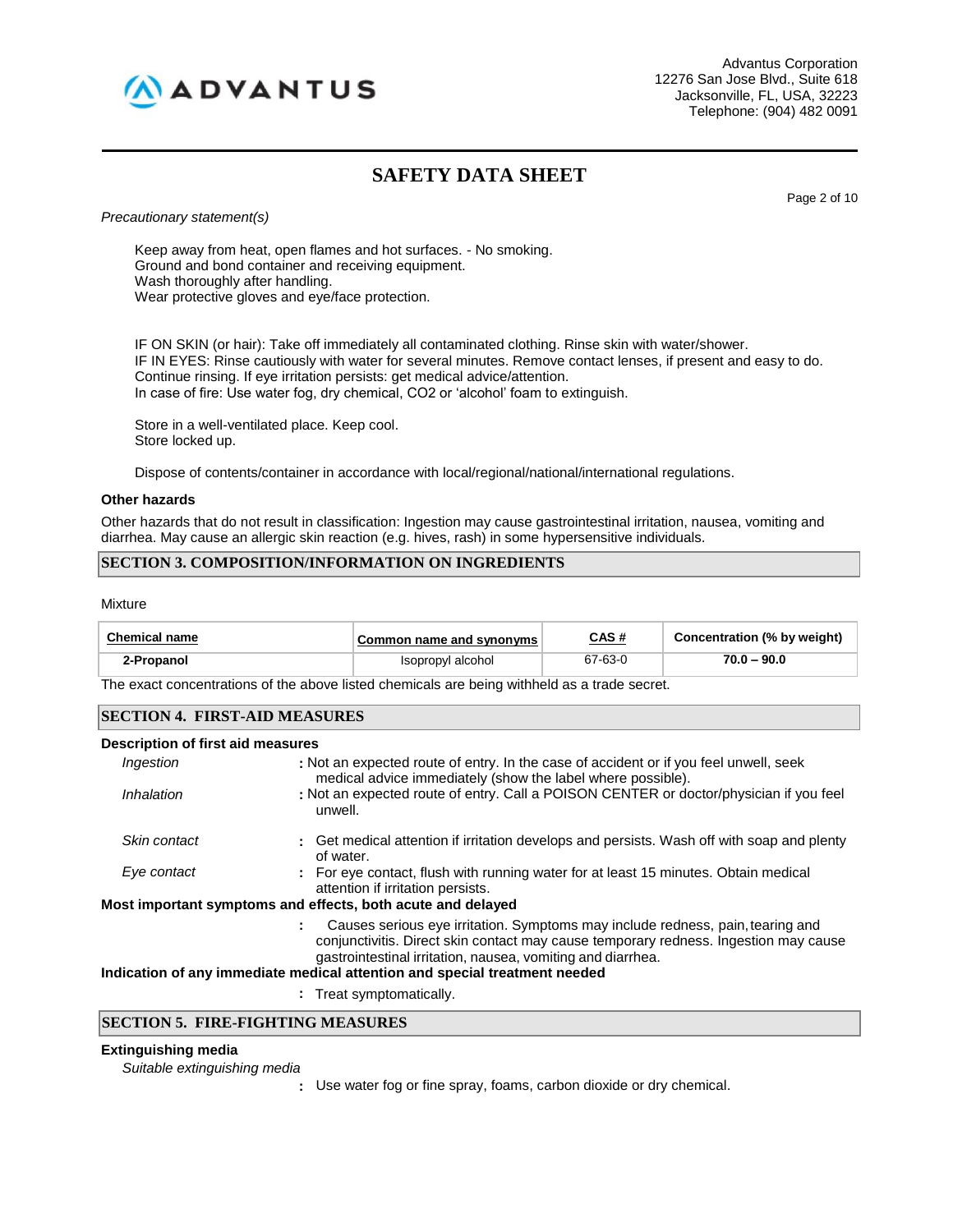*Precautionary statement(s)*

Keep away from heat, open flames and hot surfaces. - No smoking.
Ground and bond container and receiving equipment.
Wash thoroughly after handling.
Wear protective gloves and eye/face protection.

IF ON SKIN (or hair): Take off immediately all contaminated clothing. Rinse skin with water/shower.
IF IN EYES: Rinse cautiously with water for several minutes. Remove contact lenses, if present and easy to do. Continue rinsing. If eye irritation persists: get medical advice/attention.
In case of fire: Use water fog, dry chemical, CO2 or 'alcohol' foam to extinguish.

Store in a well-ventilated place. Keep cool.
Store locked up.

Dispose of contents/container in accordance with local/regional/national/international regulations.

**Other hazards**

Other hazards that do not result in classification: Ingestion may cause gastrointestinal irritation, nausea, vomiting and diarrhea. May cause an allergic skin reaction (e.g. hives, rash) in some hypersensitive individuals.

## SECTION 3. COMPOSITION/INFORMATION ON INGREDIENTS

Mixture

| Chemical name | Common name and synonyms | CAS # | Concentration (% by weight) |
|---|---|---|---|
| **2-Propanol** | Isopropyl alcohol | 67-63-0 | **70.0 – 90.0** |

The exact concentrations of the above listed chemicals are being withheld as a trade secret.

## SECTION 4. FIRST-AID MEASURES

**Description of first aid measures**

*Ingestion* : Not an expected route of entry. In the case of accident or if you feel unwell, seek medical advice immediately (show the label where possible).

*Inhalation* : Not an expected route of entry. Call a POISON CENTER or doctor/physician if you feel unwell.

*Skin contact* : Get medical attention if irritation develops and persists. Wash off with soap and plenty of water.

*Eye contact* : For eye contact, flush with running water for at least 15 minutes. Obtain medical attention if irritation persists.

**Most important symptoms and effects, both acute and delayed**

: Causes serious eye irritation. Symptoms may include redness, pain, tearing and conjunctivitis. Direct skin contact may cause temporary redness. Ingestion may cause gastrointestinal irritation, nausea, vomiting and diarrhea.

**Indication of any immediate medical attention and special treatment needed**

: Treat symptomatically.

## SECTION 5. FIRE-FIGHTING MEASURES

**Extinguishing media**

*Suitable extinguishing media*

: Use water fog or fine spray, foams, carbon dioxide or dry chemical.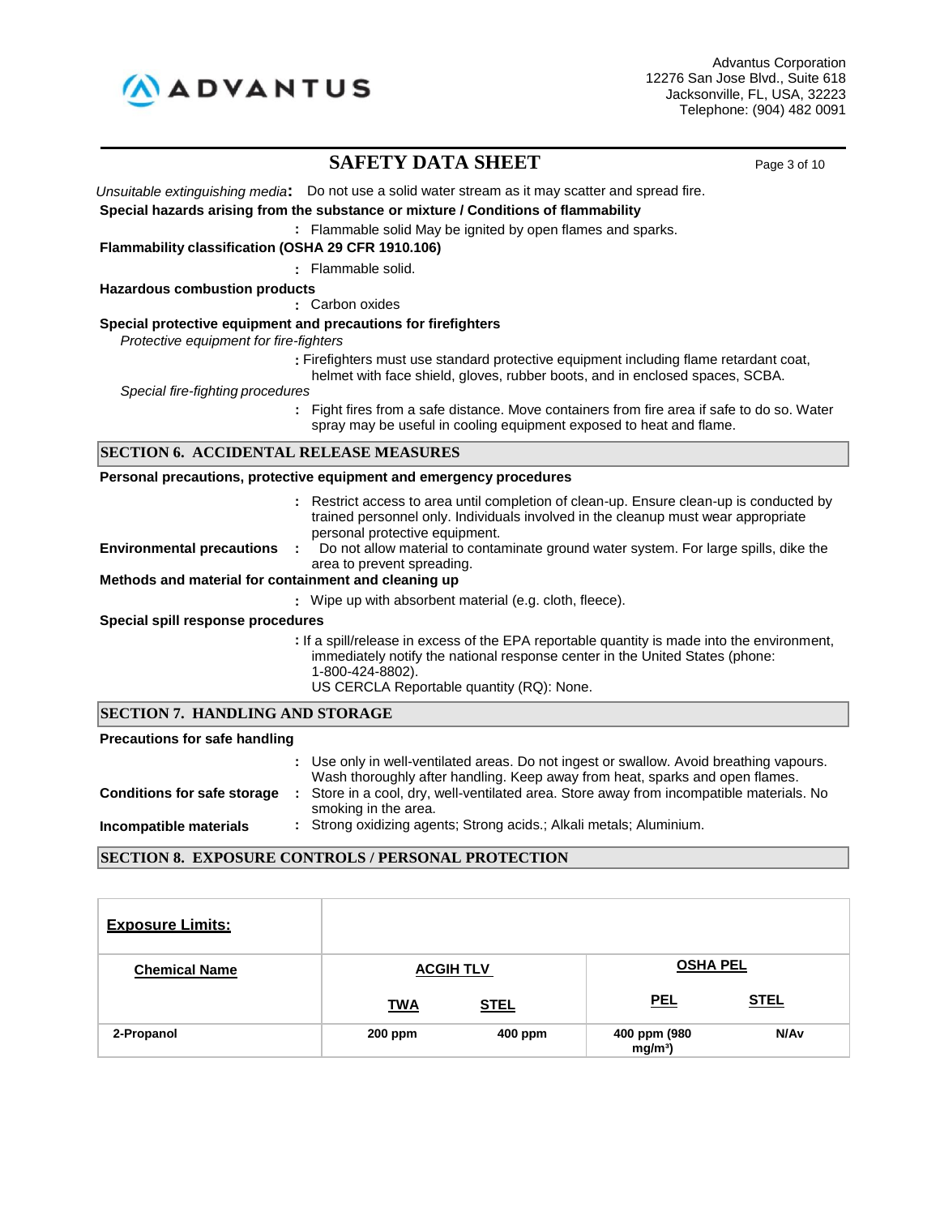*Unsuitable extinguishing media*: Do not use a solid water stream as it may scatter and spread fire.

**Special hazards arising from the substance or mixture / Conditions of flammability**

: Flammable solid May be ignited by open flames and sparks.

**Flammability classification (OSHA 29 CFR 1910.106)**

: Flammable solid.

**Hazardous combustion products**

: Carbon oxides

**Special protective equipment and precautions for firefighters**

*Protective equipment for fire-fighters*

: Firefighters must use standard protective equipment including flame retardant coat, helmet with face shield, gloves, rubber boots, and in enclosed spaces, SCBA.

*Special fire-fighting procedures*

: Fight fires from a safe distance. Move containers from fire area if safe to do so. Water spray may be useful in cooling equipment exposed to heat and flame.

## SECTION 6. ACCIDENTAL RELEASE MEASURES

**Personal precautions, protective equipment and emergency procedures**

: Restrict access to area until completion of clean-up. Ensure clean-up is conducted by trained personnel only. Individuals involved in the cleanup must wear appropriate personal protective equipment.

**Environmental precautions** : Do not allow material to contaminate ground water system. For large spills, dike the area to prevent spreading.

**Methods and material for containment and cleaning up**

: Wipe up with absorbent material (e.g. cloth, fleece).

**Special spill response procedures**

: If a spill/release in excess of the EPA reportable quantity is made into the environment, immediately notify the national response center in the United States (phone: 1-800-424-8802).
US CERCLA Reportable quantity (RQ): None.

## SECTION 7. HANDLING AND STORAGE

**Precautions for safe handling**

: Use only in well-ventilated areas. Do not ingest or swallow. Avoid breathing vapours. Wash thoroughly after handling. Keep away from heat, sparks and open flames.

**Conditions for safe storage** : Store in a cool, dry, well-ventilated area. Store away from incompatible materials. No smoking in the area.

**Incompatible materials** : Strong oxidizing agents; Strong acids.; Alkali metals; Aluminium.

## SECTION 8. EXPOSURE CONTROLS / PERSONAL PROTECTION

| **Exposure Limits:** | | | | |
|---|---|---|---|---|
| **Chemical Name** | **ACGIH TLV** | | **OSHA PEL** | |
| | **TWA** | **STEL** | **PEL** | **STEL** |
| **2-Propanol** | **200 ppm** | **400 ppm** | **400 ppm (980 mg/m³)** | **N/Av** |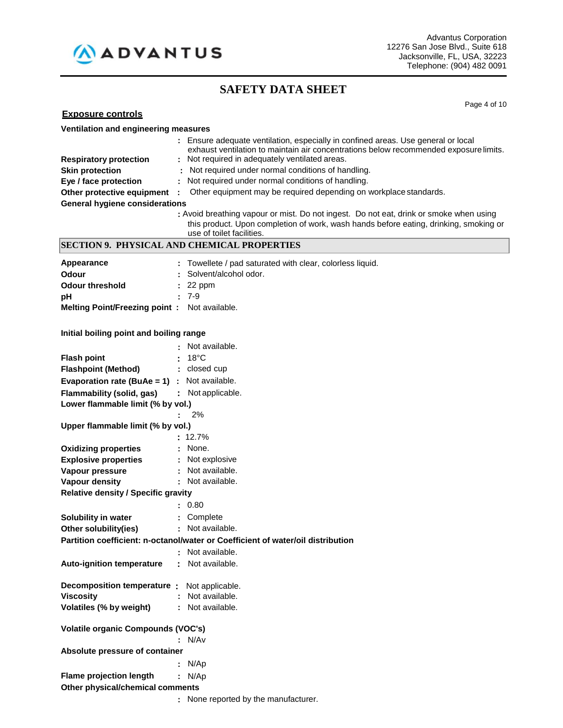## Exposure controls

**Ventilation and engineering measures**

: Ensure adequate ventilation, especially in confined areas. Use general or local exhaust ventilation to maintain air concentrations below recommended exposure limits.

**Respiratory protection** : Not required in adequately ventilated areas.

**Skin protection** : Not required under normal conditions of handling.

**Eye / face protection** : Not required under normal conditions of handling.

**Other protective equipment** : Other equipment may be required depending on workplace standards.

**General hygiene considerations**

: Avoid breathing vapour or mist. Do not ingest. Do not eat, drink or smoke when using this product. Upon completion of work, wash hands before eating, drinking, smoking or use of toilet facilities.

## SECTION 9. PHYSICAL AND CHEMICAL PROPERTIES

**Appearance** : Towellete / pad saturated with clear, colorless liquid.

**Odour** : Solvent/alcohol odor.

**Odour threshold** : 22 ppm

**pH** : 7-9

**Melting Point/Freezing point** : Not available.

**Initial boiling point and boiling range**

: Not available.

**Flash point** : 18°C

**Flashpoint (Method)** : closed cup

**Evaporation rate (BuAe = 1)** : Not available.

**Flammability (solid, gas)** : Not applicable.

**Lower flammable limit (% by vol.)**

: 2%

**Upper flammable limit (% by vol.)**

: 12.7%

**Oxidizing properties** : None.

**Explosive properties** : Not explosive

**Vapour pressure** : Not available.

**Vapour density** : Not available.

**Relative density / Specific gravity**

: 0.80

**Solubility in water** : Complete

**Other solubility(ies)** : Not available.

**Partition coefficient: n-octanol/water or Coefficient of water/oil distribution**

: Not available.

**Auto-ignition temperature** : Not available.

**Decomposition temperature** : Not applicable.

**Viscosity** : Not available.

**Volatiles (% by weight)** : Not available.

**Volatile organic Compounds (VOC's)**

: N/Av

**Absolute pressure of container**

: N/Ap

**Flame projection length** : N/Ap

**Other physical/chemical comments**

: None reported by the manufacturer.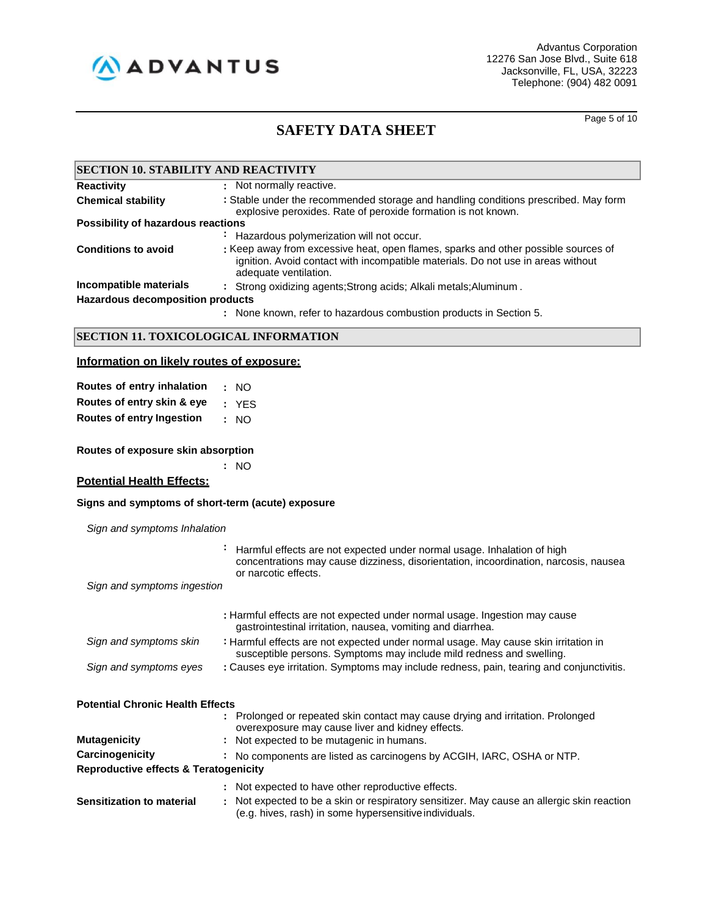## SECTION 10. STABILITY AND REACTIVITY

**Reactivity** : Not normally reactive.

**Chemical stability** : Stable under the recommended storage and handling conditions prescribed. May form explosive peroxides. Rate of peroxide formation is not known.

**Possibility of hazardous reactions**

: Hazardous polymerization will not occur.

**Conditions to avoid** : Keep away from excessive heat, open flames, sparks and other possible sources of ignition. Avoid contact with incompatible materials. Do not use in areas without adequate ventilation.

**Incompatible materials** : Strong oxidizing agents;Strong acids; Alkali metals;Aluminum .

**Hazardous decomposition products**

: None known, refer to hazardous combustion products in Section 5.

## SECTION 11. TOXICOLOGICAL INFORMATION

### Information on likely routes of exposure:

**Routes of entry inhalation** : NO

**Routes of entry skin & eye** : YES

**Routes of entry Ingestion** : NO

**Routes of exposure skin absorption**

: NO

### Potential Health Effects:

**Signs and symptoms of short-term (acute) exposure**

*Sign and symptoms Inhalation*

: Harmful effects are not expected under normal usage. Inhalation of high concentrations may cause dizziness, disorientation, incoordination, narcosis, nausea or narcotic effects.

*Sign and symptoms ingestion*

: Harmful effects are not expected under normal usage. Ingestion may cause gastrointestinal irritation, nausea, vomiting and diarrhea.

*Sign and symptoms skin* : Harmful effects are not expected under normal usage. May cause skin irritation in susceptible persons. Symptoms may include mild redness and swelling.

*Sign and symptoms eyes* : Causes eye irritation. Symptoms may include redness, pain, tearing and conjunctivitis.

**Potential Chronic Health Effects**

: Prolonged or repeated skin contact may cause drying and irritation. Prolonged overexposure may cause liver and kidney effects.

**Mutagenicity** : Not expected to be mutagenic in humans.

**Carcinogenicity** : No components are listed as carcinogens by ACGIH, IARC, OSHA or NTP.

**Reproductive effects & Teratogenicity**

: Not expected to have other reproductive effects.

**Sensitization to material** : Not expected to be a skin or respiratory sensitizer. May cause an allergic skin reaction (e.g. hives, rash) in some hypersensitive individuals.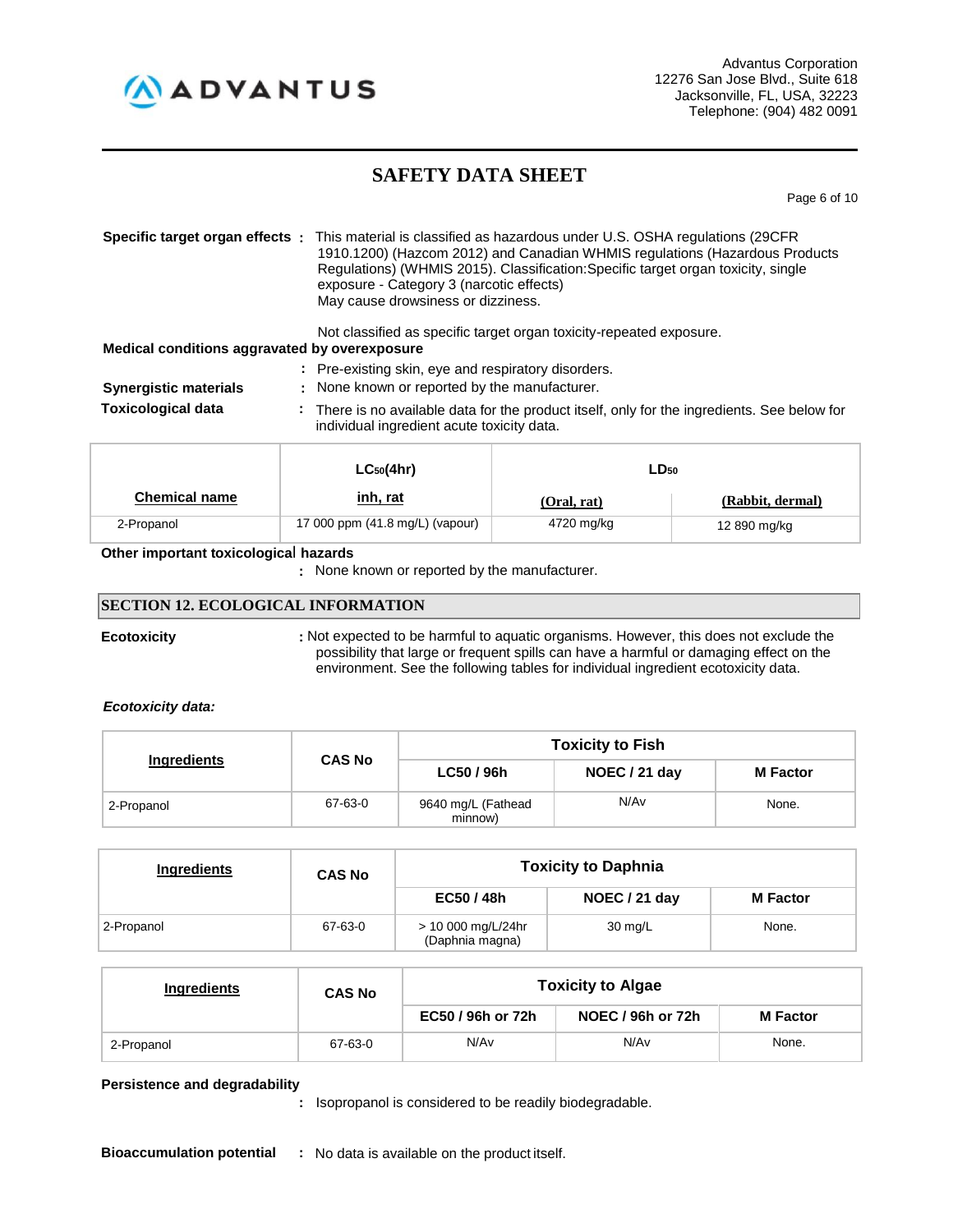**Specific target organ effects** : This material is classified as hazardous under U.S. OSHA regulations (29CFR 1910.1200) (Hazcom 2012) and Canadian WHMIS regulations (Hazardous Products Regulations) (WHMIS 2015). Classification:Specific target organ toxicity, single exposure - Category 3 (narcotic effects)
May cause drowsiness or dizziness.

Not classified as specific target organ toxicity-repeated exposure.

**Medical conditions aggravated by overexposure**

: Pre-existing skin, eye and respiratory disorders.

**Synergistic materials** : None known or reported by the manufacturer.

**Toxicological data** : There is no available data for the product itself, only for the ingredients. See below for individual ingredient acute toxicity data.

| Chemical name | $LC_{50}$(4hr) inh, rat | $LD_{50}$ (Oral, rat) | $LD_{50}$ (Rabbit, dermal) |
|---|---|---|---|
| 2-Propanol | 17 000 ppm (41.8 mg/L) (vapour) | 4720 mg/kg | 12 890 mg/kg |

**Other important toxicological hazards**

: None known or reported by the manufacturer.

## SECTION 12. ECOLOGICAL INFORMATION

**Ecotoxicity** : Not expected to be harmful to aquatic organisms. However, this does not exclude the possibility that large or frequent spills can have a harmful or damaging effect on the environment. See the following tables for individual ingredient ecotoxicity data.

***Ecotoxicity data:***

| Ingredients | CAS No | Toxicity to Fish | | |
|---|---|---|---|---|
| | | LC50 / 96h | NOEC / 21 day | M Factor |
| 2-Propanol | 67-63-0 | 9640 mg/L (Fathead minnow) | N/Av | None. |

| Ingredients | CAS No | Toxicity to Daphnia | | |
|---|---|---|---|---|
| | | EC50 / 48h | NOEC / 21 day | M Factor |
| 2-Propanol | 67-63-0 | > 10 000 mg/L/24hr (Daphnia magna) | 30 mg/L | None. |

| Ingredients | CAS No | Toxicity to Algae | | |
|---|---|---|---|---|
| | | EC50 / 96h or 72h | NOEC / 96h or 72h | M Factor |
| 2-Propanol | 67-63-0 | N/Av | N/Av | None. |

**Persistence and degradability**

: Isopropanol is considered to be readily biodegradable.

**Bioaccumulation potential** : No data is available on the product itself.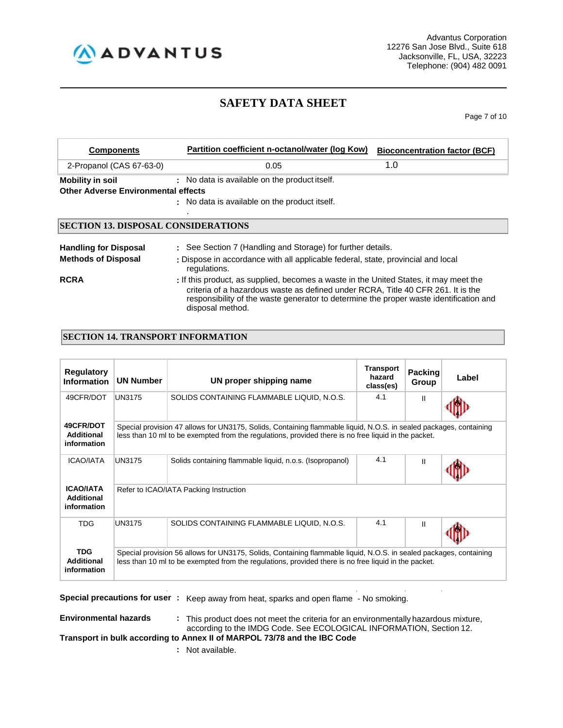| Components | Partition coefficient n-octanol/water (log Kow) | Bioconcentration factor (BCF) |
|---|---|---|
| 2-Propanol (CAS 67-63-0) | 0.05 | 1.0 |

**Mobility in soil** : No data is available on the product itself.

**Other Adverse Environmental effects**

: No data is available on the product itself.

.

## SECTION 13. DISPOSAL CONSIDERATIONS

**Handling for Disposal** : See Section 7 (Handling and Storage) for further details.

**Methods of Disposal** : Dispose in accordance with all applicable federal, state, provincial and local regulations.

**RCRA** : If this product, as supplied, becomes a waste in the United States, it may meet the criteria of a hazardous waste as defined under RCRA, Title 40 CFR 261. It is the responsibility of the waste generator to determine the proper waste identification and disposal method.

## SECTION 14. TRANSPORT INFORMATION

| Regulatory Information | UN Number | UN proper shipping name | Transport hazard class(es) | Packing Group | Label |
|---|---|---|---|---|---|
| 49CFR/DOT | UN3175 | SOLIDS CONTAINING FLAMMABLE LIQUID, N.O.S. | 4.1 | II | |
| **49CFR/DOT Additional information** | Special provision 47 allows for UN3175, Solids, Containing flammable liquid, N.O.S. in sealed packages, containing less than 10 ml to be exempted from the regulations, provided there is no free liquid in the packet. | | | | |
| ICAO/IATA | UN3175 | Solids containing flammable liquid, n.o.s. (Isopropanol) | 4.1 | II | |
| **ICAO/IATA Additional information** | Refer to ICAO/IATA Packing Instruction | | | | |
| TDG | UN3175 | SOLIDS CONTAINING FLAMMABLE LIQUID, N.O.S. | 4.1 | II | |
| **TDG Additional information** | Special provision 56 allows for UN3175, Solids, Containing flammable liquid, N.O.S. in sealed packages, containing less than 10 ml to be exempted from the regulations, provided there is no free liquid in the packet. | | | | |

**Special precautions for user** : Keep away from heat, sparks and open flame - No smoking.

**Environmental hazards** : This product does not meet the criteria for an environmentally hazardous mixture, according to the IMDG Code. See ECOLOGICAL INFORMATION, Section 12.

**Transport in bulk according to Annex II of MARPOL 73/78 and the IBC Code**

: Not available.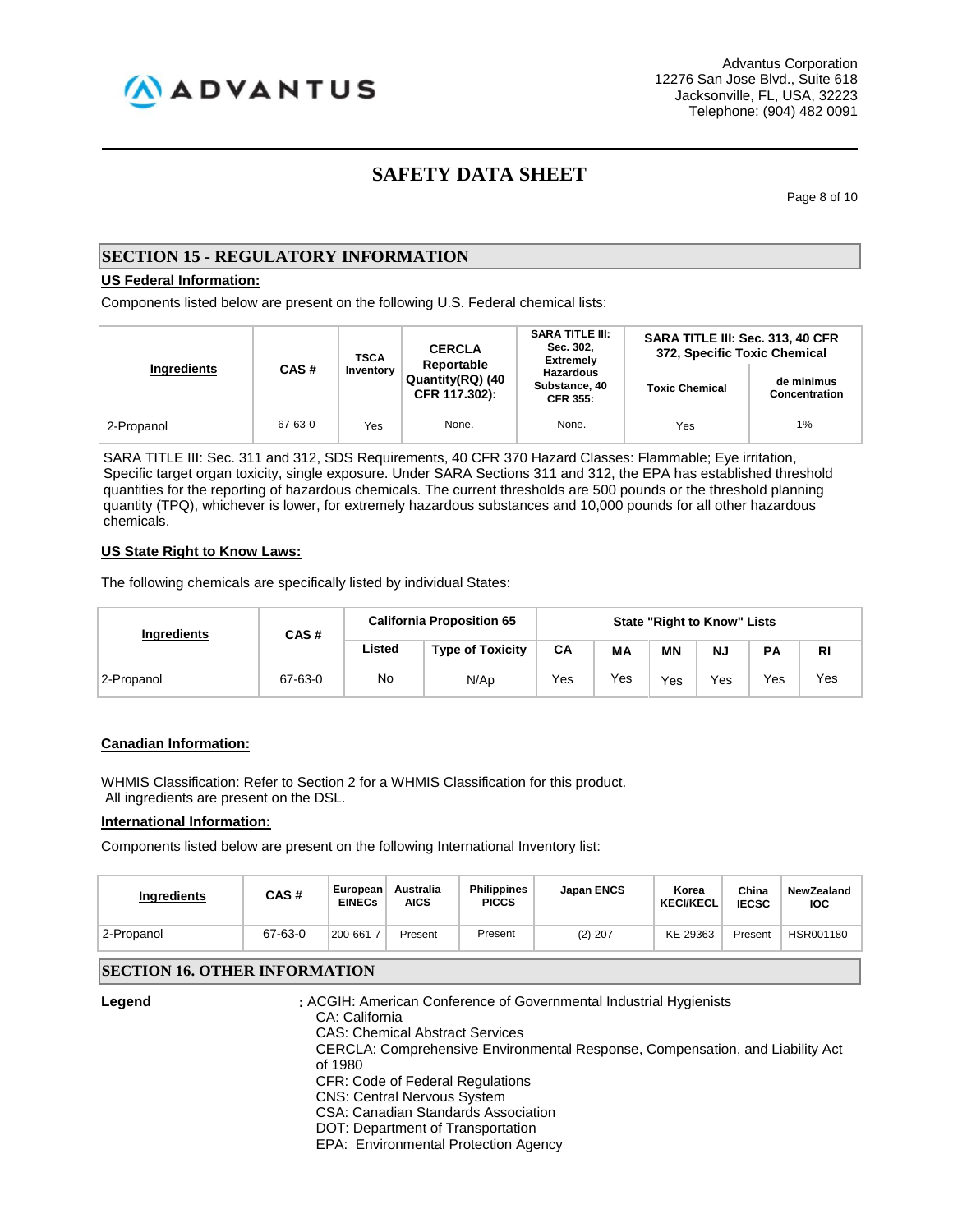## SECTION 15 - REGULATORY INFORMATION

**US Federal Information:**

Components listed below are present on the following U.S. Federal chemical lists:

| Ingredients | CAS # | TSCA Inventory | CERCLA Reportable Quantity(RQ) (40 CFR 117.302): | SARA TITLE III: Sec. 302, Extremely Hazardous Substance, 40 CFR 355: | SARA TITLE III: Sec. 313, 40 CFR 372, Specific Toxic Chemical | |
|---|---|---|---|---|---|---|
| | | | | | Toxic Chemical | de minimus Concentration |
| 2-Propanol | 67-63-0 | Yes | None. | None. | Yes | 1% |

SARA TITLE III: Sec. 311 and 312, SDS Requirements, 40 CFR 370 Hazard Classes: Flammable; Eye irritation, Specific target organ toxicity, single exposure. Under SARA Sections 311 and 312, the EPA has established threshold quantities for the reporting of hazardous chemicals. The current thresholds are 500 pounds or the threshold planning quantity (TPQ), whichever is lower, for extremely hazardous substances and 10,000 pounds for all other hazardous chemicals.

**US State Right to Know Laws:**

The following chemicals are specifically listed by individual States:

| Ingredients | CAS # | California Proposition 65 | | State "Right to Know" Lists | | | | | |
|---|---|---|---|---|---|---|---|---|---|
| | | Listed | Type of Toxicity | CA | MA | MN | NJ | PA | RI |
| 2-Propanol | 67-63-0 | No | N/Ap | Yes | Yes | Yes | Yes | Yes | Yes |

**Canadian Information:**

WHMIS Classification: Refer to Section 2 for a WHMIS Classification for this product.
All ingredients are present on the DSL.

**International Information:**

Components listed below are present on the following International Inventory list:

| Ingredients | CAS # | European EINECs | Australia AICS | Philippines PICCS | Japan ENCS | Korea KECI/KECL | China IECSC | NewZealand IOC |
|---|---|---|---|---|---|---|---|---|
| 2-Propanol | 67-63-0 | 200-661-7 | Present | Present | (2)-207 | KE-29363 | Present | HSR001180 |

## SECTION 16. OTHER INFORMATION

**Legend** : ACGIH: American Conference of Governmental Industrial Hygienists
CA: California
CAS: Chemical Abstract Services
CERCLA: Comprehensive Environmental Response, Compensation, and Liability Act of 1980
CFR: Code of Federal Regulations
CNS: Central Nervous System
CSA: Canadian Standards Association
DOT: Department of Transportation
EPA: Environmental Protection Agency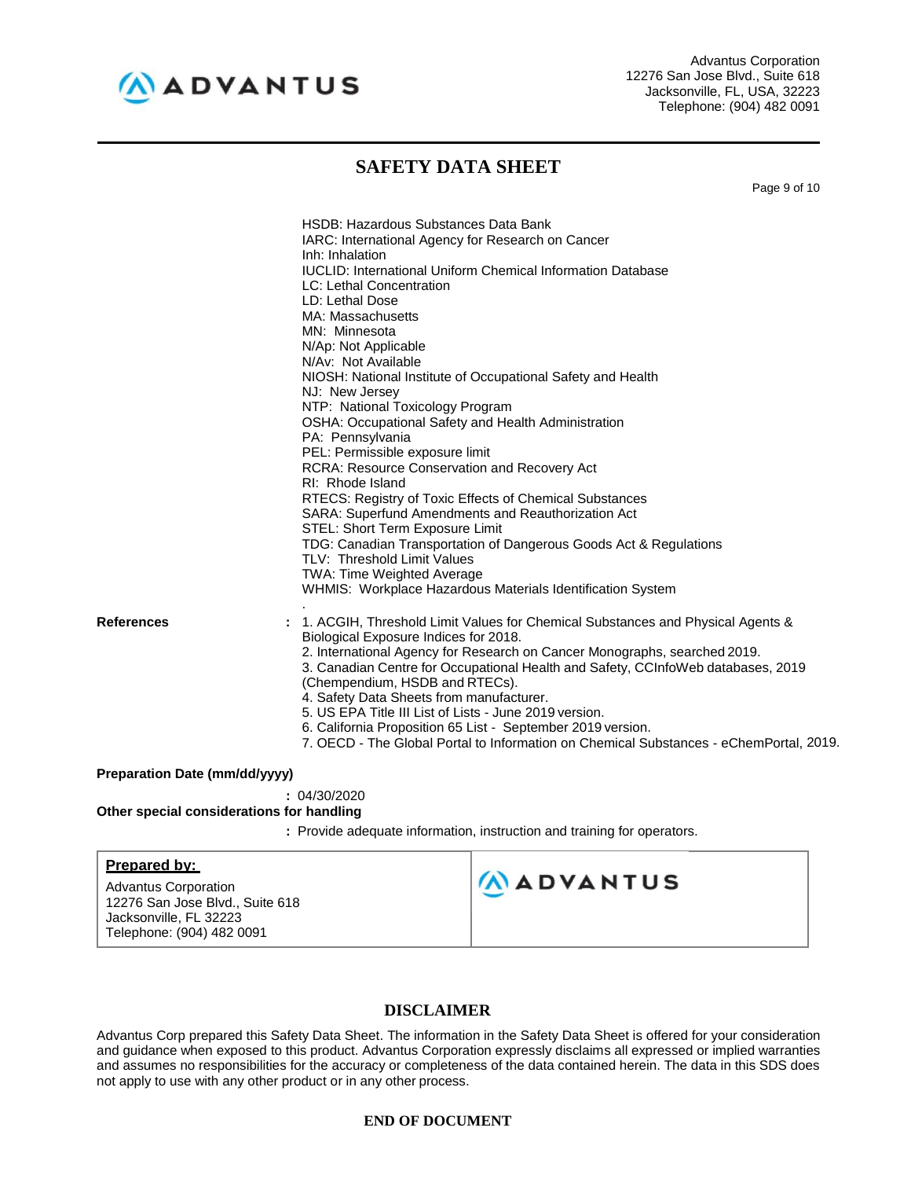HSDB: Hazardous Substances Data Bank
IARC: International Agency for Research on Cancer
Inh: Inhalation
IUCLID: International Uniform Chemical Information Database
LC: Lethal Concentration
LD: Lethal Dose
MA: Massachusetts
MN: Minnesota
N/Ap: Not Applicable
N/Av: Not Available
NIOSH: National Institute of Occupational Safety and Health
NJ: New Jersey
NTP: National Toxicology Program
OSHA: Occupational Safety and Health Administration
PA: Pennsylvania
PEL: Permissible exposure limit
RCRA: Resource Conservation and Recovery Act
RI: Rhode Island
RTECS: Registry of Toxic Effects of Chemical Substances
SARA: Superfund Amendments and Reauthorization Act
STEL: Short Term Exposure Limit
TDG: Canadian Transportation of Dangerous Goods Act & Regulations
TLV: Threshold Limit Values
TWA: Time Weighted Average
WHMIS: Workplace Hazardous Materials Identification System
.

**References** : 1. ACGIH, Threshold Limit Values for Chemical Substances and Physical Agents & Biological Exposure Indices for 2018.
2. International Agency for Research on Cancer Monographs, searched 2019.
3. Canadian Centre for Occupational Health and Safety, CCInfoWeb databases, 2019 (Chempendium, HSDB and RTECs).
4. Safety Data Sheets from manufacturer.
5. US EPA Title III List of Lists - June 2019 version.
6. California Proposition 65 List - September 2019 version.
7. OECD - The Global Portal to Information on Chemical Substances - eChemPortal, 2019.

**Preparation Date (mm/dd/yyyy)**

: 04/30/2020

**Other special considerations for handling**

: Provide adequate information, instruction and training for operators.

| **Prepared by:** | |
| --- | --- |
| Advantus Corporation<br>12276 San Jose Blvd., Suite 618<br>Jacksonville, FL 32223<br>Telephone: (904) 482 0091 | ADVANTUS |

## DISCLAIMER

Advantus Corp prepared this Safety Data Sheet. The information in the Safety Data Sheet is offered for your consideration and guidance when exposed to this product. Advantus Corporation expressly disclaims all expressed or implied warranties and assumes no responsibilities for the accuracy or completeness of the data contained herein. The data in this SDS does not apply to use with any other product or in any other process.

**END OF DOCUMENT**